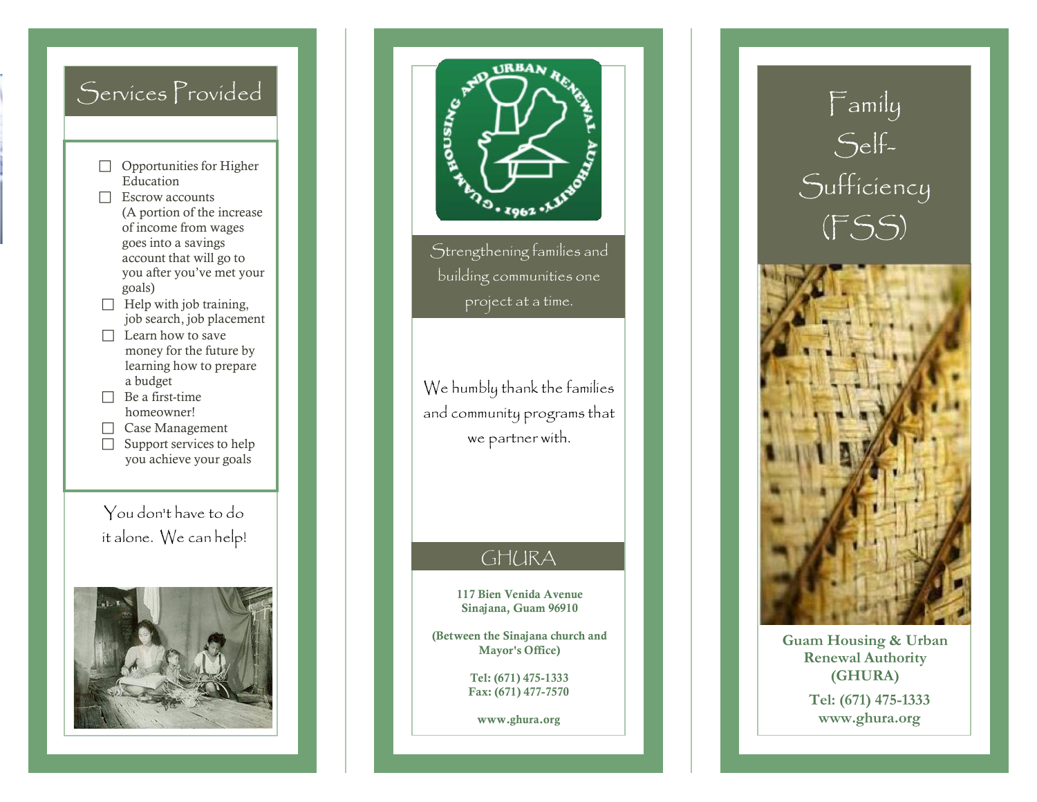## Services Provided

- ☐ Opportunities for Higher Education
- ☐ Escrow accounts (A portion of the increase of income from wages goes into a savings account that will go to you after you've met your goals)
- ☐ Help with job training, job search, job placement
- ☐ Learn how to save money for the future by learning how to prepare a budget
- ☐ Be a first-time homeowner!
- ☐ Case Management
- ☐ Support services to help you achieve your goals

You don't have to do it alone. We can help!

GUAM HOUSING AND URBAN RENEWAL AUTHORITY • 1962 •

Strengthening families and building communities one project at a time.

We humbly thank the families and community programs that we partner with.

## GHURA

**117 Bien Venida Avenue**
**Sinajana, Guam 96910**

**(Between the Sinajana church and Mayor's Office)**

**Tel: (671) 475-1333**
**Fax: (671) 477-7570**

**www.ghura.org**

# Family Self-Sufficiency (FSS)

**Guam Housing & Urban Renewal Authority (GHURA)**

**Tel: (671) 475-1333**
**www.ghura.org**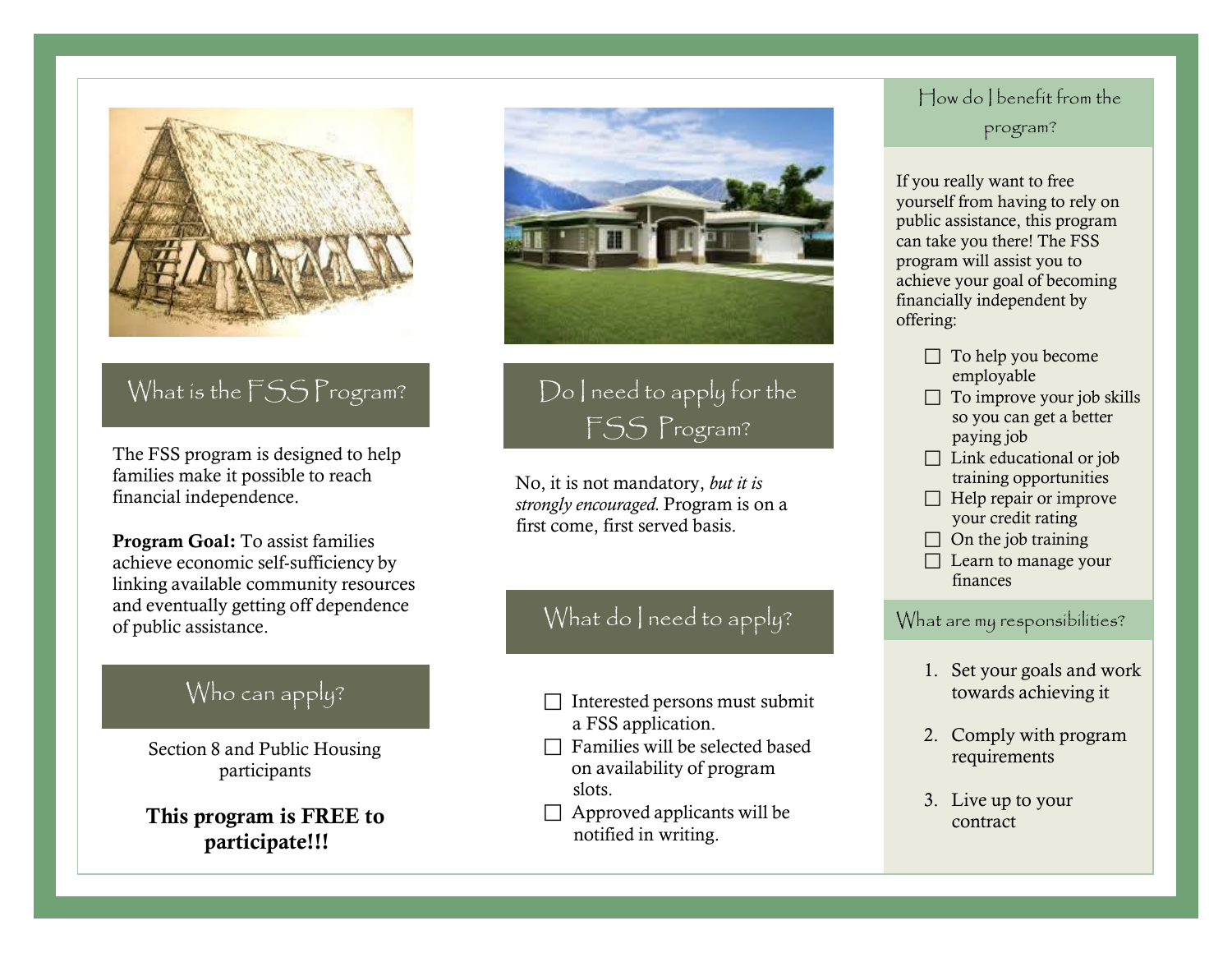## What is the FSS Program?

The FSS program is designed to help families make it possible to reach financial independence.

**Program Goal:** To assist families achieve economic self-sufficiency by linking available community resources and eventually getting off dependence of public assistance.

## Who can apply?

Section 8 and Public Housing participants

**This program is FREE to participate!!!**

## Do I need to apply for the FSS Program?

No, it is not mandatory, *but it is strongly encouraged.* Program is on a first come, first served basis.

## What do I need to apply?

- ☐ Interested persons must submit a FSS application.
- ☐ Families will be selected based on availability of program slots.
- ☐ Approved applicants will be notified in writing.

## How do I benefit from the program?

If you really want to free yourself from having to rely on public assistance, this program can take you there! The FSS program will assist you to achieve your goal of becoming financially independent by offering:

- ☐ To help you become employable
- ☐ To improve your job skills so you can get a better paying job
- ☐ Link educational or job training opportunities
- ☐ Help repair or improve your credit rating
- ☐ On the job training
- ☐ Learn to manage your finances

## What are my responsibilities?

1. Set your goals and work towards achieving it
2. Comply with program requirements
3. Live up to your contract